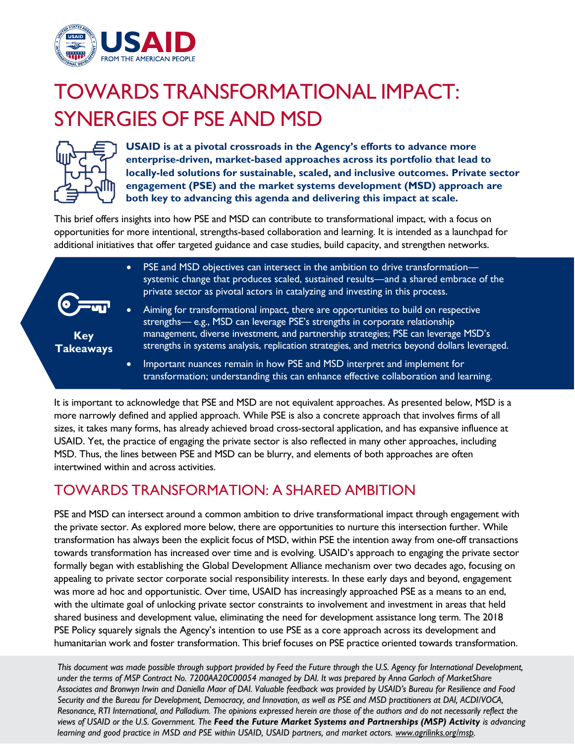USAID
FROM THE AMERICAN PEOPLE

# TOWARDS TRANSFORMATIONAL IMPACT: SYNERGIES OF PSE AND MSD

**USAID is at a pivotal crossroads in the Agency's efforts to advance more enterprise-driven, market-based approaches across its portfolio that lead to locally-led solutions for sustainable, scaled, and inclusive outcomes. Private sector engagement (PSE) and the market systems development (MSD) approach are both key to advancing this agenda and delivering this impact at scale.**

This brief offers insights into how PSE and MSD can contribute to transformational impact, with a focus on opportunities for more intentional, strengths-based collaboration and learning. It is intended as a launchpad for additional initiatives that offer targeted guidance and case studies, build capacity, and strengthen networks.

**Key Takeaways**

- PSE and MSD objectives can intersect in the ambition to drive transformation—systemic change that produces scaled, sustained results—and a shared embrace of the private sector as pivotal actors in catalyzing and investing in this process.
- Aiming for transformational impact, there are opportunities to build on respective strengths— e.g., MSD can leverage PSE's strengths in corporate relationship management, diverse investment, and partnership strategies; PSE can leverage MSD's strengths in systems analysis, replication strategies, and metrics beyond dollars leveraged.
- Important nuances remain in how PSE and MSD interpret and implement for transformation; understanding this can enhance effective collaboration and learning.

It is important to acknowledge that PSE and MSD are not equivalent approaches. As presented below, MSD is a more narrowly defined and applied approach. While PSE is also a concrete approach that involves firms of all sizes, it takes many forms, has already achieved broad cross-sectoral application, and has expansive influence at USAID. Yet, the practice of engaging the private sector is also reflected in many other approaches, including MSD. Thus, the lines between PSE and MSD can be blurry, and elements of both approaches are often intertwined within and across activities.

## TOWARDS TRANSFORMATION: A SHARED AMBITION

PSE and MSD can intersect around a common ambition to drive transformational impact through engagement with the private sector. As explored more below, there are opportunities to nurture this intersection further. While transformation has always been the explicit focus of MSD, within PSE the intention away from one-off transactions towards transformation has increased over time and is evolving. USAID's approach to engaging the private sector formally began with establishing the Global Development Alliance mechanism over two decades ago, focusing on appealing to private sector corporate social responsibility interests. In these early days and beyond, engagement was more ad hoc and opportunistic. Over time, USAID has increasingly approached PSE as a means to an end, with the ultimate goal of unlocking private sector constraints to involvement and investment in areas that held shared business and development value, eliminating the need for development assistance long term. The 2018 PSE Policy squarely signals the Agency's intention to use PSE as a core approach across its development and humanitarian work and foster transformation. This brief focuses on PSE practice oriented towards transformation.

*This document was made possible through support provided by Feed the Future through the U.S. Agency for International Development, under the terms of MSP Contract No. 7200AA20C00054 managed by DAI. It was prepared by Anna Garloch of MarketShare Associates and Bronwyn Irwin and Daniella Maor of DAI. Valuable feedback was provided by USAID's Bureau for Resilience and Food Security and the Bureau for Development, Democracy, and Innovation, as well as PSE and MSD practitioners at DAI, ACDI/VOCA, Resonance, RTI International, and Palladium. The opinions expressed herein are those of the authors and do not necessarily reflect the views of USAID or the U.S. Government. The* ***Feed the Future Market Systems and Partnerships (MSP) Activity*** *is advancing learning and good practice in MSD and PSE within USAID, USAID partners, and market actors. www.agrilinks.org/msp.*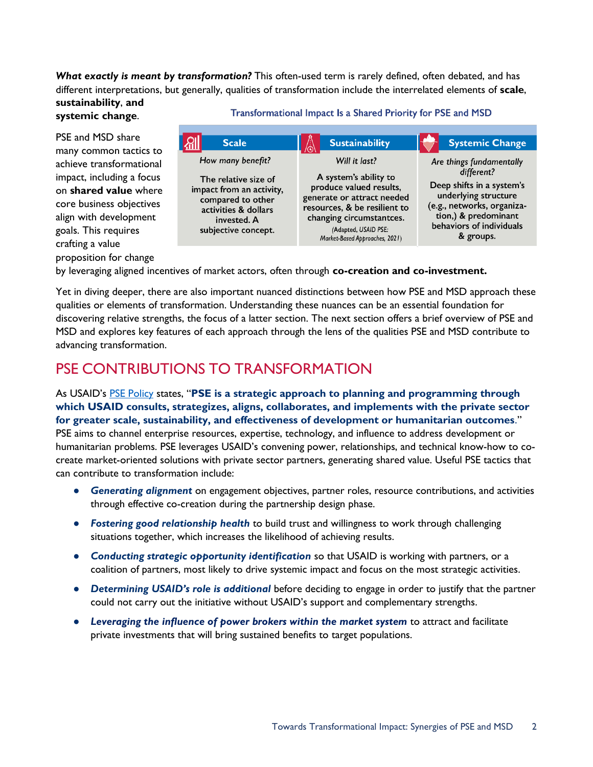***What exactly is meant by transformation?*** This often-used term is rarely defined, often debated, and has different interpretations, but generally, qualities of transformation include the interrelated elements of **scale**, **sustainability**, **and systemic change**.

Transformational Impact Is a Shared Priority for PSE and MSD

| Scale | Sustainability | Systemic Change |
|---|---|---|
| *How many benefit?* | *Will it last?* | *Are things fundamentally different?* |
| The relative size of impact from an activity, compared to other activities & dollars invested. A subjective concept. | A system's ability to produce valued results, generate or attract needed resources, & be resilient to changing circumstantces. (Adapted, USAID PSE: Market-Based Approaches, 2021) | Deep shifts in a system's underlying structure (e.g., networks, organiza-tion,) & predominant behaviors of individuals & groups. |

PSE and MSD share many common tactics to achieve transformational impact, including a focus on **shared value** where core business objectives align with development goals. This requires crafting a value proposition for change by leveraging aligned incentives of market actors, often through **co-creation and co-investment.**

Yet in diving deeper, there are also important nuanced distinctions between how PSE and MSD approach these qualities or elements of transformation. Understanding these nuances can be an essential foundation for discovering relative strengths, the focus of a latter section. The next section offers a brief overview of PSE and MSD and explores key features of each approach through the lens of the qualities PSE and MSD contribute to advancing transformation.

## PSE CONTRIBUTIONS TO TRANSFORMATION

As USAID's PSE Policy states, "**PSE is a strategic approach to planning and programming through which USAID consults, strategizes, aligns, collaborates, and implements with the private sector for greater scale, sustainability, and effectiveness of development or humanitarian outcomes**." PSE aims to channel enterprise resources, expertise, technology, and influence to address development or humanitarian problems. PSE leverages USAID's convening power, relationships, and technical know-how to co-create market-oriented solutions with private sector partners, generating shared value. Useful PSE tactics that can contribute to transformation include:

- ***Generating alignment*** on engagement objectives, partner roles, resource contributions, and activities through effective co-creation during the partnership design phase.
- ***Fostering good relationship health*** to build trust and willingness to work through challenging situations together, which increases the likelihood of achieving results.
- ***Conducting strategic opportunity identification*** so that USAID is working with partners, or a coalition of partners, most likely to drive systemic impact and focus on the most strategic activities.
- ***Determining USAID's role is additional*** before deciding to engage in order to justify that the partner could not carry out the initiative without USAID's support and complementary strengths.
- ***Leveraging the influence of power brokers within the market system*** to attract and facilitate private investments that will bring sustained benefits to target populations.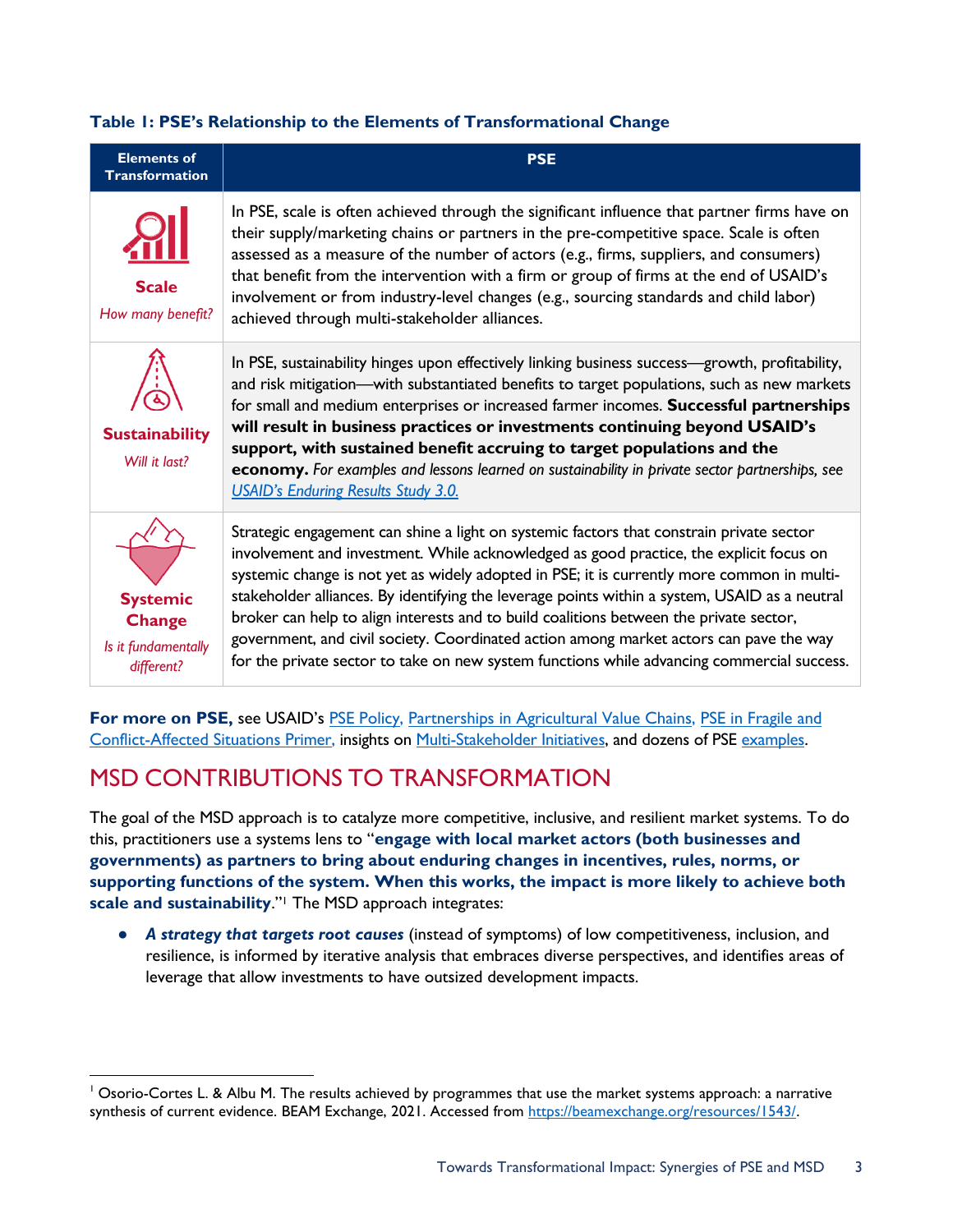**Table 1: PSE's Relationship to the Elements of Transformational Change**

| Elements of Transformation | PSE |
|---|---|
| **Scale** *How many benefit?* | In PSE, scale is often achieved through the significant influence that partner firms have on their supply/marketing chains or partners in the pre-competitive space. Scale is often assessed as a measure of the number of actors (e.g., firms, suppliers, and consumers) that benefit from the intervention with a firm or group of firms at the end of USAID's involvement or from industry-level changes (e.g., sourcing standards and child labor) achieved through multi-stakeholder alliances. |
| **Sustainability** *Will it last?* | In PSE, sustainability hinges upon effectively linking business success—growth, profitability, and risk mitigation—with substantiated benefits to target populations, such as new markets for small and medium enterprises or increased farmer incomes. **Successful partnerships will result in business practices or investments continuing beyond USAID's support, with sustained benefit accruing to target populations and the economy.** *For examples and lessons learned on sustainability in private sector partnerships, see USAID's Enduring Results Study 3.0.* |
| **Systemic Change** *Is it fundamentally different?* | Strategic engagement can shine a light on systemic factors that constrain private sector involvement and investment. While acknowledged as good practice, the explicit focus on systemic change is not yet as widely adopted in PSE; it is currently more common in multi-stakeholder alliances. By identifying the leverage points within a system, USAID as a neutral broker can help to align interests and to build coalitions between the private sector, government, and civil society. Coordinated action among market actors can pave the way for the private sector to take on new system functions while advancing commercial success. |

**For more on PSE,** see USAID's PSE Policy, Partnerships in Agricultural Value Chains, PSE in Fragile and Conflict-Affected Situations Primer, insights on Multi-Stakeholder Initiatives, and dozens of PSE examples.

## MSD CONTRIBUTIONS TO TRANSFORMATION

The goal of the MSD approach is to catalyze more competitive, inclusive, and resilient market systems. To do this, practitioners use a systems lens to "**engage with local market actors (both businesses and governments) as partners to bring about enduring changes in incentives, rules, norms, or supporting functions of the system. When this works, the impact is more likely to achieve both scale and sustainability**."[1] The MSD approach integrates:

- ***A strategy that targets root causes*** (instead of symptoms) of low competitiveness, inclusion, and resilience, is informed by iterative analysis that embraces diverse perspectives, and identifies areas of leverage that allow investments to have outsized development impacts.

[1] Osorio-Cortes L. & Albu M. The results achieved by programmes that use the market systems approach: a narrative synthesis of current evidence. BEAM Exchange, 2021. Accessed from https://beamexchange.org/resources/1543/.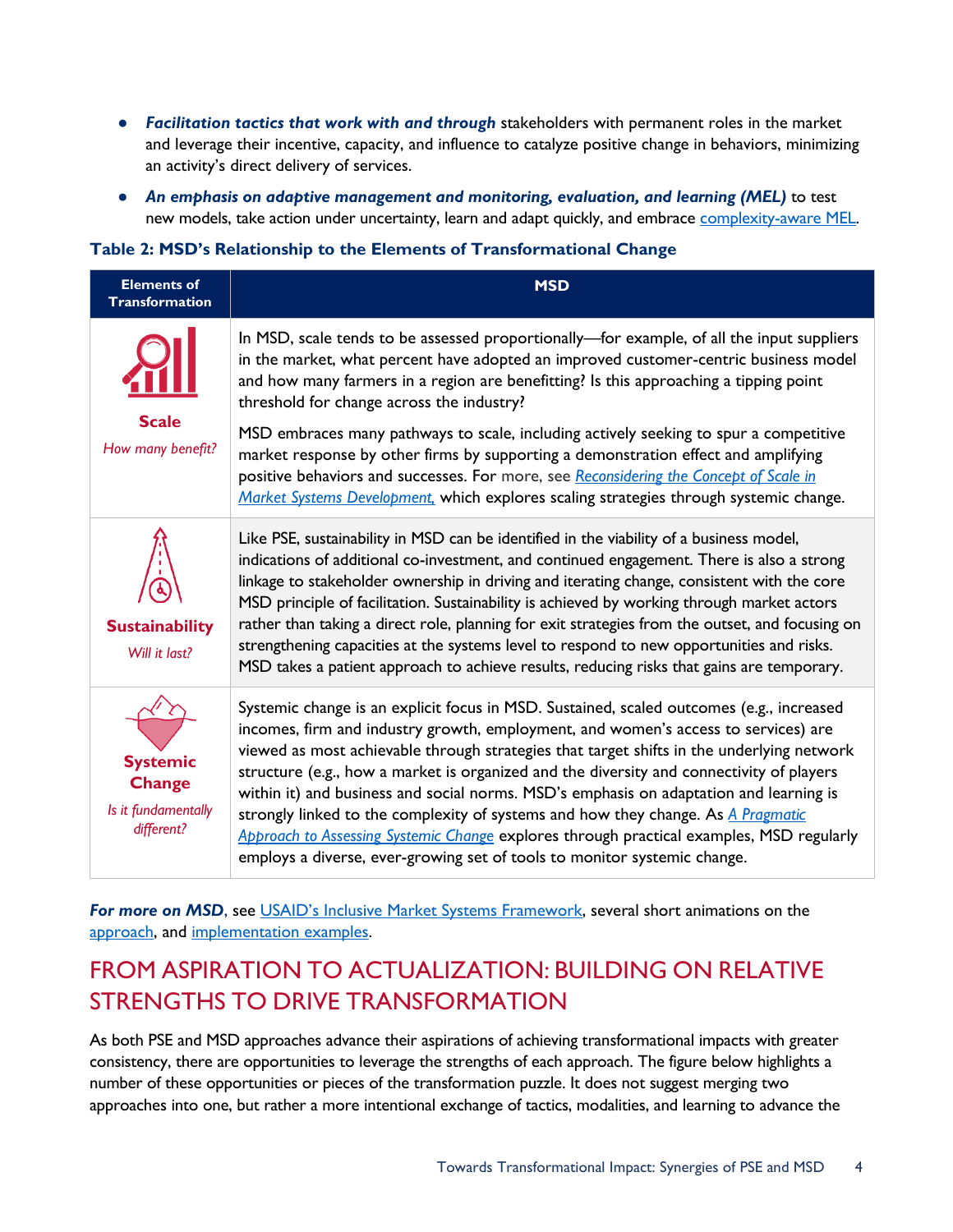- ***Facilitation tactics that work with and through*** stakeholders with permanent roles in the market and leverage their incentive, capacity, and influence to catalyze positive change in behaviors, minimizing an activity's direct delivery of services.
- ***An emphasis on adaptive management and monitoring, evaluation, and learning (MEL)*** to test new models, take action under uncertainty, learn and adapt quickly, and embrace [complexity-aware MEL](#).

**Table 2: MSD's Relationship to the Elements of Transformational Change**

| Elements of Transformation | MSD |
|---|---|
| **Scale**<br>*How many benefit?* | In MSD, scale tends to be assessed proportionally—for example, of all the input suppliers in the market, what percent have adopted an improved customer-centric business model and how many farmers in a region are benefitting? Is this approaching a tipping point threshold for change across the industry?<br><br>MSD embraces many pathways to scale, including actively seeking to spur a competitive market response by other firms by supporting a demonstration effect and amplifying positive behaviors and successes. For more, see *[Reconsidering the Concept of Scale in Market Systems Development](#),* which explores scaling strategies through systemic change. |
| **Sustainability**<br>*Will it last?* | Like PSE, sustainability in MSD can be identified in the viability of a business model, indications of additional co-investment, and continued engagement. There is also a strong linkage to stakeholder ownership in driving and iterating change, consistent with the core MSD principle of facilitation. Sustainability is achieved by working through market actors rather than taking a direct role, planning for exit strategies from the outset, and focusing on strengthening capacities at the systems level to respond to new opportunities and risks. MSD takes a patient approach to achieve results, reducing risks that gains are temporary. |
| **Systemic Change**<br>*Is it fundamentally different?* | Systemic change is an explicit focus in MSD. Sustained, scaled outcomes (e.g., increased incomes, firm and industry growth, employment, and women's access to services) are viewed as most achievable through strategies that target shifts in the underlying network structure (e.g., how a market is organized and the diversity and connectivity of players within it) and business and social norms. MSD's emphasis on adaptation and learning is strongly linked to the complexity of systems and how they change. As *[A Pragmatic Approach to Assessing Systemic Change](#)* explores through practical examples, MSD regularly employs a diverse, ever-growing set of tools to monitor systemic change. |

***For more on MSD***, see [USAID's Inclusive Market Systems Framework](#), several short animations on the [approach](#), and [implementation examples](#).

## FROM ASPIRATION TO ACTUALIZATION: BUILDING ON RELATIVE STRENGTHS TO DRIVE TRANSFORMATION

As both PSE and MSD approaches advance their aspirations of achieving transformational impacts with greater consistency, there are opportunities to leverage the strengths of each approach. The figure below highlights a number of these opportunities or pieces of the transformation puzzle. It does not suggest merging two approaches into one, but rather a more intentional exchange of tactics, modalities, and learning to advance the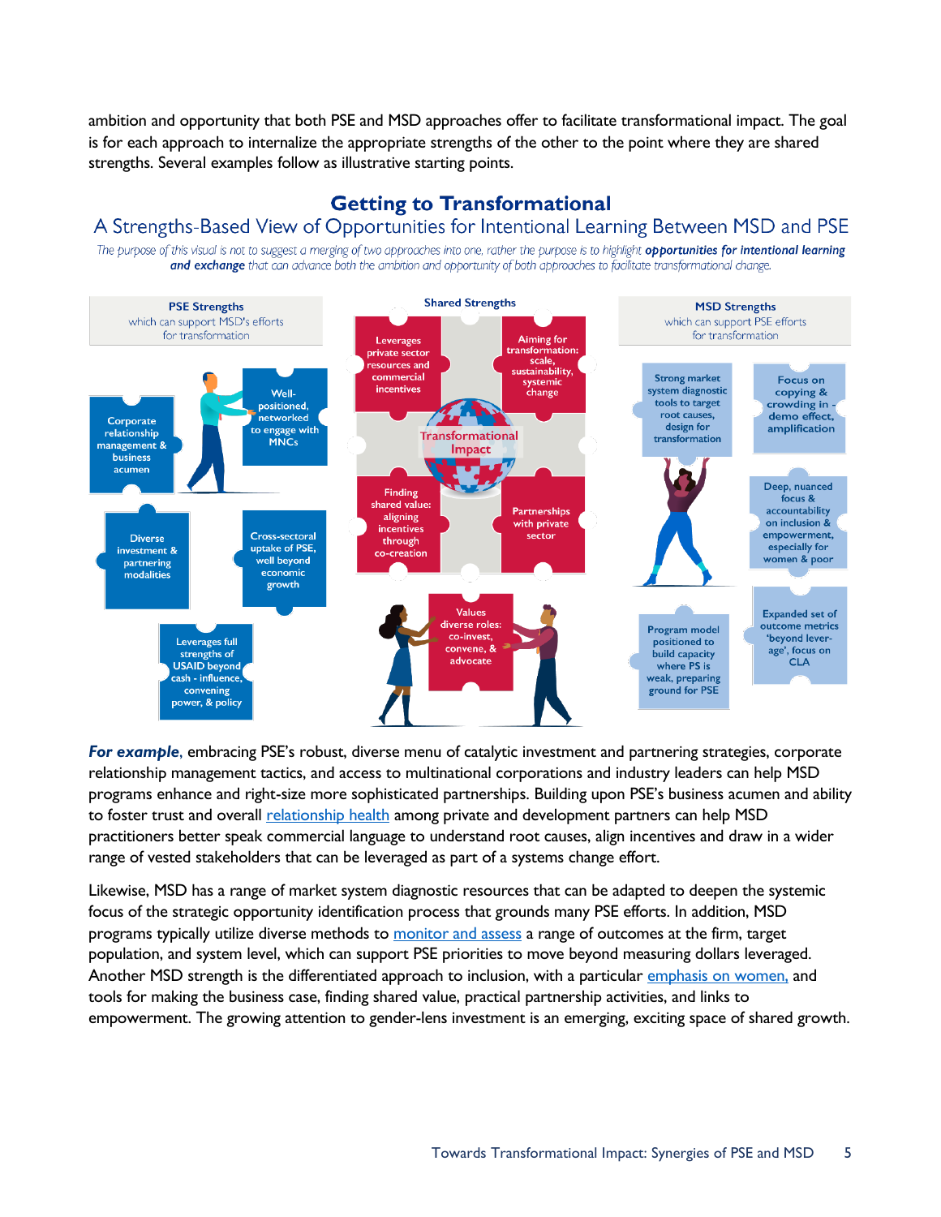ambition and opportunity that both PSE and MSD approaches offer to facilitate transformational impact. The goal is for each approach to internalize the appropriate strengths of the other to the point where they are shared strengths. Several examples follow as illustrative starting points.

## Getting to Transformational

### A Strengths-Based View of Opportunities for Intentional Learning Between MSD and PSE

*The purpose of this visual is not to suggest a merging of two approaches into one, rather the purpose is to highlight **opportunities for intentional learning and exchange** that can advance both the ambition and opportunity of both approaches to facilitate transformational change.*

**PSE Strengths** which can support MSD's efforts for transformation

- Corporate relationship management & business acumen
- Well-positioned, networked to engage with MNCs
- Diverse investment & partnering modalities
- Cross-sectoral uptake of PSE, well beyond economic growth
- Leverages full strengths of USAID beyond cash - influence, convening power, & policy

**Shared Strengths**

- Leverages private sector resources and commercial incentives
- Aiming for transformation: scale, sustainability, systemic change
- Transformational Impact
- Finding shared value: aligning incentives through co-creation
- Partnerships with private sector
- Values diverse roles: co-invest, convene, & advocate

**MSD Strengths** which can support PSE efforts for transformation

- Strong market system diagnostic tools to target root causes, design for transformation
- Focus on copying & crowding in - demo effect, amplification
- Deep, nuanced focus & accountability on inclusion & empowerment, especially for women & poor
- Program model positioned to build capacity where PS is weak, preparing ground for PSE
- Expanded set of outcome metrics 'beyond leverage', focus on CLA

***For example***, embracing PSE's robust, diverse menu of catalytic investment and partnering strategies, corporate relationship management tactics, and access to multinational corporations and industry leaders can help MSD programs enhance and right-size more sophisticated partnerships. Building upon PSE's business acumen and ability to foster trust and overall relationship health among private and development partners can help MSD practitioners better speak commercial language to understand root causes, align incentives and draw in a wider range of vested stakeholders that can be leveraged as part of a systems change effort.

Likewise, MSD has a range of market system diagnostic resources that can be adapted to deepen the systemic focus of the strategic opportunity identification process that grounds many PSE efforts. In addition, MSD programs typically utilize diverse methods to monitor and assess a range of outcomes at the firm, target population, and system level, which can support PSE priorities to move beyond measuring dollars leveraged. Another MSD strength is the differentiated approach to inclusion, with a particular emphasis on women, and tools for making the business case, finding shared value, practical partnership activities, and links to empowerment. The growing attention to gender-lens investment is an emerging, exciting space of shared growth.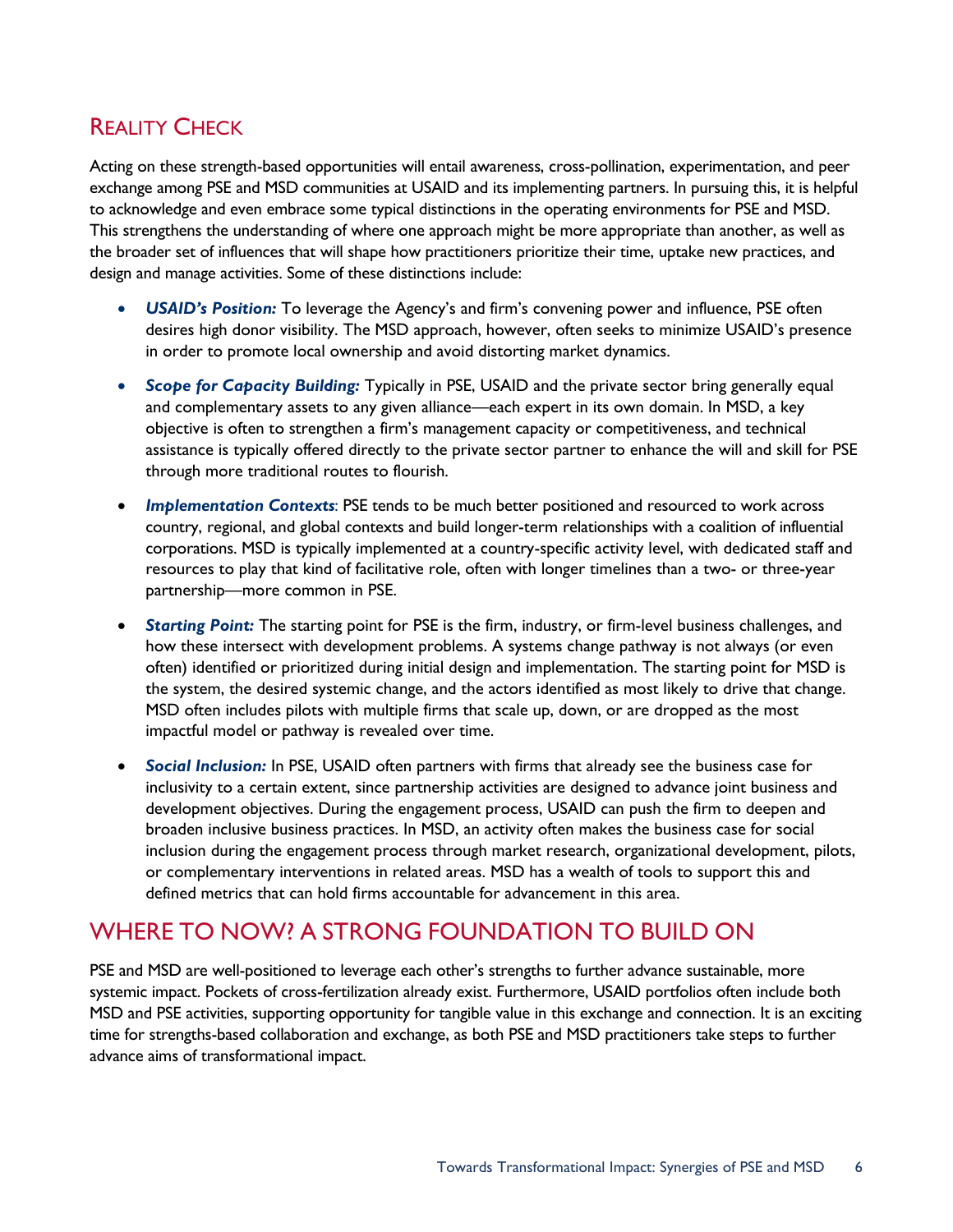## Reality Check

Acting on these strength-based opportunities will entail awareness, cross-pollination, experimentation, and peer exchange among PSE and MSD communities at USAID and its implementing partners. In pursuing this, it is helpful to acknowledge and even embrace some typical distinctions in the operating environments for PSE and MSD. This strengthens the understanding of where one approach might be more appropriate than another, as well as the broader set of influences that will shape how practitioners prioritize their time, uptake new practices, and design and manage activities. Some of these distinctions include:

- ***USAID's Position:*** To leverage the Agency's and firm's convening power and influence, PSE often desires high donor visibility. The MSD approach, however, often seeks to minimize USAID's presence in order to promote local ownership and avoid distorting market dynamics.
- ***Scope for Capacity Building:*** Typically in PSE, USAID and the private sector bring generally equal and complementary assets to any given alliance—each expert in its own domain. In MSD, a key objective is often to strengthen a firm's management capacity or competitiveness, and technical assistance is typically offered directly to the private sector partner to enhance the will and skill for PSE through more traditional routes to flourish.
- ***Implementation Contexts***: PSE tends to be much better positioned and resourced to work across country, regional, and global contexts and build longer-term relationships with a coalition of influential corporations. MSD is typically implemented at a country-specific activity level, with dedicated staff and resources to play that kind of facilitative role, often with longer timelines than a two- or three-year partnership—more common in PSE.
- ***Starting Point:*** The starting point for PSE is the firm, industry, or firm-level business challenges, and how these intersect with development problems. A systems change pathway is not always (or even often) identified or prioritized during initial design and implementation. The starting point for MSD is the system, the desired systemic change, and the actors identified as most likely to drive that change. MSD often includes pilots with multiple firms that scale up, down, or are dropped as the most impactful model or pathway is revealed over time.
- ***Social Inclusion:*** In PSE, USAID often partners with firms that already see the business case for inclusivity to a certain extent, since partnership activities are designed to advance joint business and development objectives. During the engagement process, USAID can push the firm to deepen and broaden inclusive business practices. In MSD, an activity often makes the business case for social inclusion during the engagement process through market research, organizational development, pilots, or complementary interventions in related areas. MSD has a wealth of tools to support this and defined metrics that can hold firms accountable for advancement in this area.

## WHERE TO NOW? A STRONG FOUNDATION TO BUILD ON

PSE and MSD are well-positioned to leverage each other's strengths to further advance sustainable, more systemic impact. Pockets of cross-fertilization already exist. Furthermore, USAID portfolios often include both MSD and PSE activities, supporting opportunity for tangible value in this exchange and connection. It is an exciting time for strengths-based collaboration and exchange, as both PSE and MSD practitioners take steps to further advance aims of transformational impact.